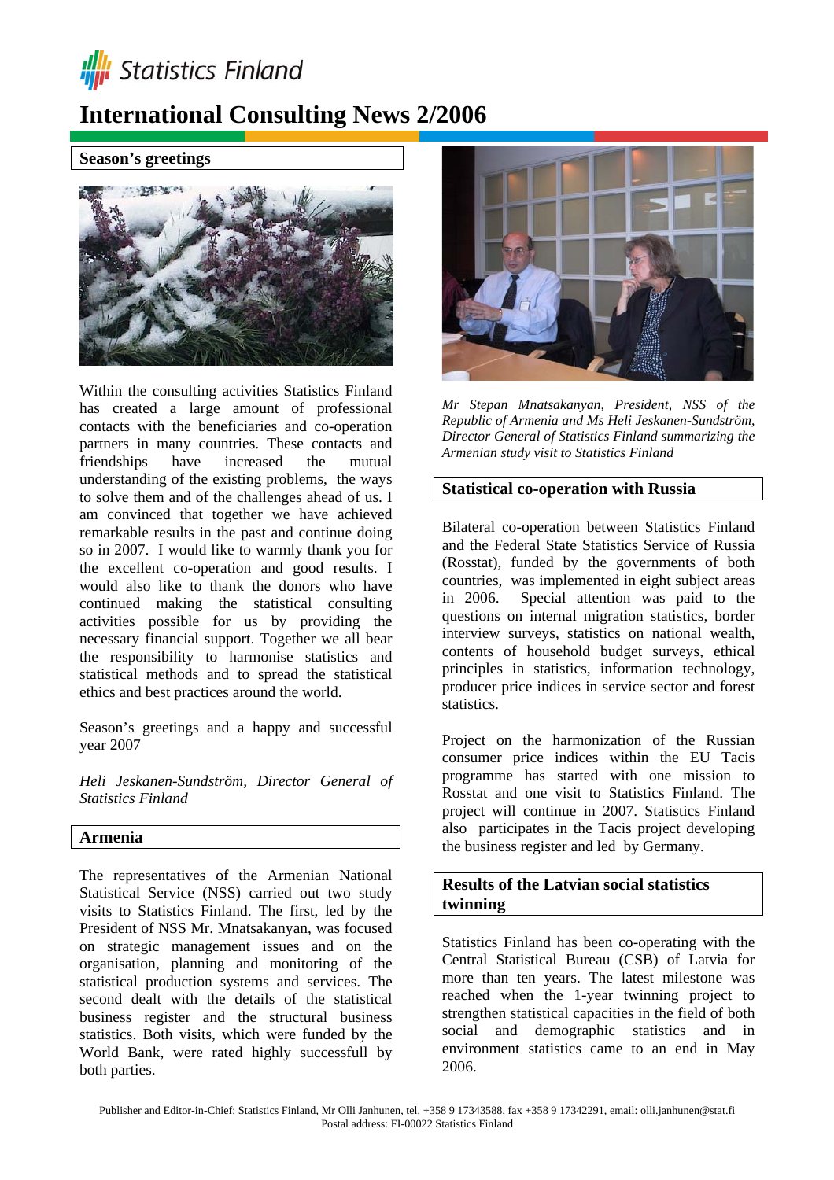Statistics Finland

# International Consulting News 2/2006

## Season's greetings

Within the consulting activities Statistics Finland has created a large amount of professional contacts with the beneficiaries and co-operation partners in many countries. These contacts and friendships have increased the mutual understanding of the existing problems, the ways to solve them and of the challenges ahead of us. I am convinced that together we have achieved remarkable results in the past and continue doing so in 2007. I would like to warmly thank you for the excellent co-operation and good results. I would also like to thank the donors who have continued making the statistical consulting activities possible for us by providing the necessary financial support. Together we all bear the responsibility to harmonise statistics and statistical methods and to spread the statistical ethics and best practices around the world.

Season's greetings and a happy and successful year 2007

*Heli Jeskanen-Sundström, Director General of Statistics Finland*

## Armenia

The representatives of the Armenian National Statistical Service (NSS) carried out two study visits to Statistics Finland. The first, led by the President of NSS Mr. Mnatsakanyan, was focused on strategic management issues and on the organisation, planning and monitoring of the statistical production systems and services. The second dealt with the details of the statistical business register and the structural business statistics. Both visits, which were funded by the World Bank, were rated highly successfull by both parties.

*Mr Stepan Mnatsakanyan, President, NSS of the Republic of Armenia and Ms Heli Jeskanen-Sundström, Director General of Statistics Finland summarizing the Armenian study visit to Statistics Finland*

## Statistical co-operation with Russia

Bilateral co-operation between Statistics Finland and the Federal State Statistics Service of Russia (Rosstat), funded by the governments of both countries, was implemented in eight subject areas in 2006. Special attention was paid to the questions on internal migration statistics, border interview surveys, statistics on national wealth, contents of household budget surveys, ethical principles in statistics, information technology, producer price indices in service sector and forest statistics.

Project on the harmonization of the Russian consumer price indices within the EU Tacis programme has started with one mission to Rosstat and one visit to Statistics Finland. The project will continue in 2007. Statistics Finland also participates in the Tacis project developing the business register and led by Germany.

## Results of the Latvian social statistics twinning

Statistics Finland has been co-operating with the Central Statistical Bureau (CSB) of Latvia for more than ten years. The latest milestone was reached when the 1-year twinning project to strengthen statistical capacities in the field of both social and demographic statistics and in environment statistics came to an end in May 2006.

Publisher and Editor-in-Chief: Statistics Finland, Mr Olli Janhunen, tel. +358 9 17343588, fax +358 9 17342291, email: olli.janhunen@stat.fi
Postal address: FI-00022 Statistics Finland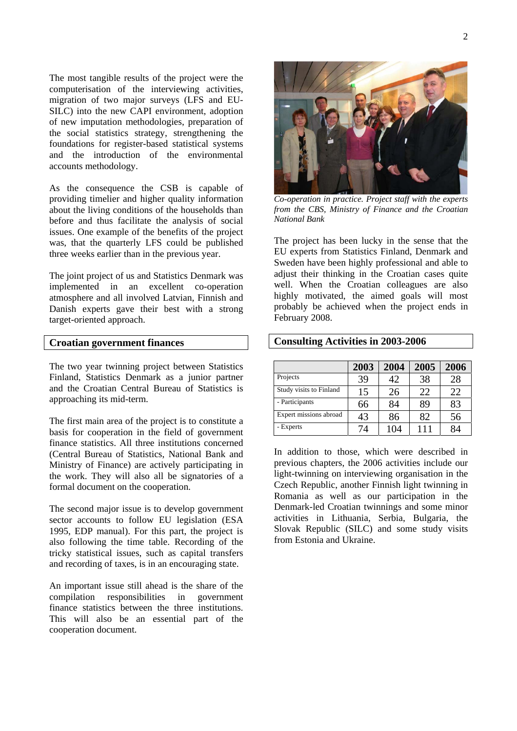The most tangible results of the project were the computerisation of the interviewing activities, migration of two major surveys (LFS and EU-SILC) into the new CAPI environment, adoption of new imputation methodologies, preparation of the social statistics strategy, strengthening the foundations for register-based statistical systems and the introduction of the environmental accounts methodology.

As the consequence the CSB is capable of providing timelier and higher quality information about the living conditions of the households than before and thus facilitate the analysis of social issues. One example of the benefits of the project was, that the quarterly LFS could be published three weeks earlier than in the previous year.

The joint project of us and Statistics Denmark was implemented in an excellent co-operation atmosphere and all involved Latvian, Finnish and Danish experts gave their best with a strong target-oriented approach.

## Croatian government finances

The two year twinning project between Statistics Finland, Statistics Denmark as a junior partner and the Croatian Central Bureau of Statistics is approaching its mid-term.

The first main area of the project is to constitute a basis for cooperation in the field of government finance statistics. All three institutions concerned (Central Bureau of Statistics, National Bank and Ministry of Finance) are actively participating in the work. They will also all be signatories of a formal document on the cooperation.

The second major issue is to develop government sector accounts to follow EU legislation (ESA 1995, EDP manual). For this part, the project is also following the time table. Recording of the tricky statistical issues, such as capital transfers and recording of taxes, is in an encouraging state.

An important issue still ahead is the share of the compilation responsibilities in government finance statistics between the three institutions. This will also be an essential part of the cooperation document.

*Co-operation in practice. Project staff with the experts from the CBS, Ministry of Finance and the Croatian National Bank*

The project has been lucky in the sense that the EU experts from Statistics Finland, Denmark and Sweden have been highly professional and able to adjust their thinking in the Croatian cases quite well. When the Croatian colleagues are also highly motivated, the aimed goals will most probably be achieved when the project ends in February 2008.

## Consulting Activities in 2003-2006

| | 2003 | 2004 | 2005 | 2006 |
|---|---|---|---|---|
| Projects | 39 | 42 | 38 | 28 |
| Study visits to Finland | 15 | 26 | 22 | 22 |
| - Participants | 66 | 84 | 89 | 83 |
| Expert missions abroad | 43 | 86 | 82 | 56 |
| - Experts | 74 | 104 | 111 | 84 |

In addition to those, which were described in previous chapters, the 2006 activities include our light-twinning on interviewing organisation in the Czech Republic, another Finnish light twinning in Romania as well as our participation in the Denmark-led Croatian twinnings and some minor activities in Lithuania, Serbia, Bulgaria, the Slovak Republic (SILC) and some study visits from Estonia and Ukraine.